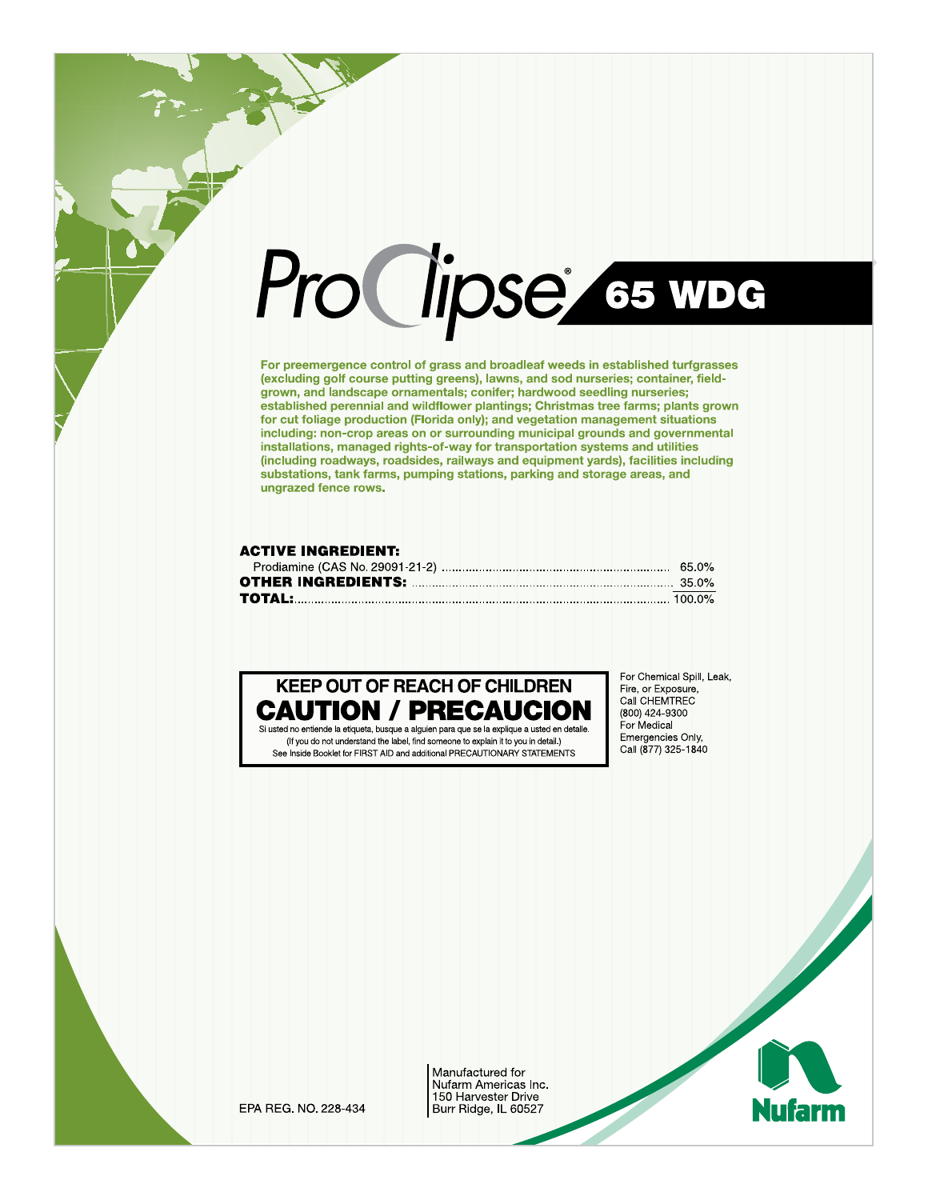# ProClipse® 65 WDG

**For preemergence control of grass and broadleaf weeds in established turfgrasses (excluding golf course putting greens), lawns, and sod nurseries; container, field-grown, and landscape ornamentals; conifer; hardwood seedling nurseries; established perennial and wildflower plantings; Christmas tree farms; plants grown for cut foliage production (Florida only); and vegetation management situations including: non-crop areas on or surrounding municipal grounds and governmental installations, managed rights-of-way for transportation systems and utilities (including roadways, roadsides, railways and equipment yards), facilities including substations, tank farms, pumping stations, parking and storage areas, and ungrazed fence rows.**

| **ACTIVE INGREDIENT:** | |
|---|---|
| Prodiamine (CAS No. 29091-21-2) | 65.0% |
| **OTHER INGREDIENTS:** | 35.0% |
| **TOTAL:** | 100.0% |

**KEEP OUT OF REACH OF CHILDREN**

**CAUTION / PRECAUCION**

Si usted no entiende la etiqueta, busque a alguien para que se la explique a usted en detalle.
(If you do not understand the label, find someone to explain it to you in detail.)
See Inside Booklet for FIRST AID and additional PRECAUTIONARY STATEMENTS

For Chemical Spill, Leak, Fire, or Exposure, Call CHEMTREC (800) 424-9300
For Medical Emergencies Only, Call (877) 325-1840

EPA REG. NO. 228-434

Manufactured for
Nufarm Americas Inc.
150 Harvester Drive
Burr Ridge, IL 60527

Nufarm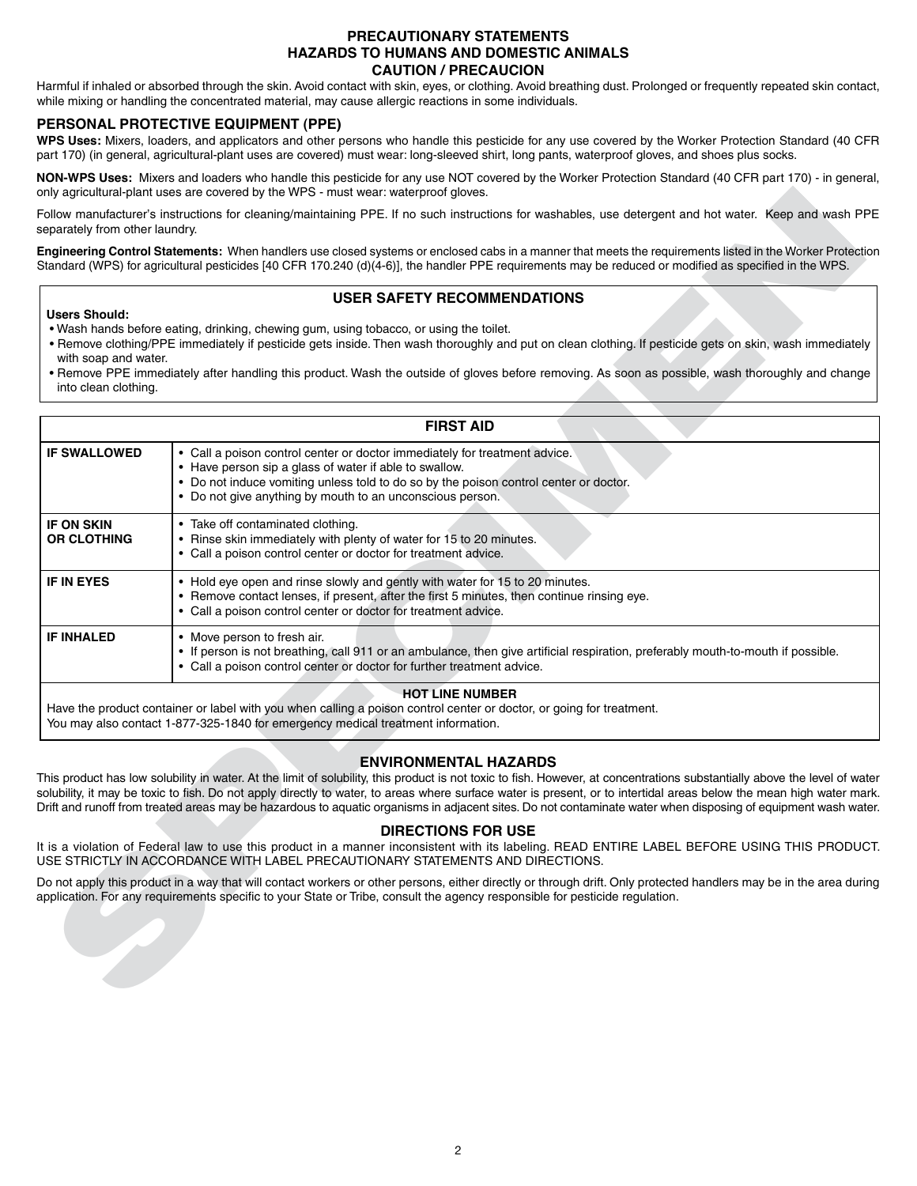## PRECAUTIONARY STATEMENTS
## HAZARDS TO HUMANS AND DOMESTIC ANIMALS
## CAUTION / PRECAUCION

Harmful if inhaled or absorbed through the skin. Avoid contact with skin, eyes, or clothing. Avoid breathing dust. Prolonged or frequently repeated skin contact, while mixing or handling the concentrated material, may cause allergic reactions in some individuals.

### PERSONAL PROTECTIVE EQUIPMENT (PPE)

**WPS Uses:** Mixers, loaders, and applicators and other persons who handle this pesticide for any use covered by the Worker Protection Standard (40 CFR part 170) (in general, agricultural-plant uses are covered) must wear: long-sleeved shirt, long pants, waterproof gloves, and shoes plus socks.

**NON-WPS Uses:** Mixers and loaders who handle this pesticide for any use NOT covered by the Worker Protection Standard (40 CFR part 170) - in general, only agricultural-plant uses are covered by the WPS - must wear: waterproof gloves.

Follow manufacturer's instructions for cleaning/maintaining PPE. If no such instructions for washables, use detergent and hot water. Keep and wash PPE separately from other laundry.

**Engineering Control Statements:** When handlers use closed systems or enclosed cabs in a manner that meets the requirements listed in the Worker Protection Standard (WPS) for agricultural pesticides [40 CFR 170.240 (d)(4-6)], the handler PPE requirements may be reduced or modified as specified in the WPS.

### USER SAFETY RECOMMENDATIONS

**Users Should:**
- Wash hands before eating, drinking, chewing gum, using tobacco, or using the toilet.
- Remove clothing/PPE immediately if pesticide gets inside. Then wash thoroughly and put on clean clothing. If pesticide gets on skin, wash immediately with soap and water.
- Remove PPE immediately after handling this product. Wash the outside of gloves before removing. As soon as possible, wash thoroughly and change into clean clothing.

| FIRST AID | |
|---|---|
| **IF SWALLOWED** | • Call a poison control center or doctor immediately for treatment advice.<br>• Have person sip a glass of water if able to swallow.<br>• Do not induce vomiting unless told to do so by the poison control center or doctor.<br>• Do not give anything by mouth to an unconscious person. |
| **IF ON SKIN OR CLOTHING** | • Take off contaminated clothing.<br>• Rinse skin immediately with plenty of water for 15 to 20 minutes.<br>• Call a poison control center or doctor for treatment advice. |
| **IF IN EYES** | • Hold eye open and rinse slowly and gently with water for 15 to 20 minutes.<br>• Remove contact lenses, if present, after the first 5 minutes, then continue rinsing eye.<br>• Call a poison control center or doctor for treatment advice. |
| **IF INHALED** | • Move person to fresh air.<br>• If person is not breathing, call 911 or an ambulance, then give artificial respiration, preferably mouth-to-mouth if possible.<br>• Call a poison control center or doctor for further treatment advice. |
| **HOT LINE NUMBER**<br>Have the product container or label with you when calling a poison control center or doctor, or going for treatment.<br>You may also contact 1-877-325-1840 for emergency medical treatment information. | |

### ENVIRONMENTAL HAZARDS

This product has low solubility in water. At the limit of solubility, this product is not toxic to fish. However, at concentrations substantially above the level of water solubility, it may be toxic to fish. Do not apply directly to water, to areas where surface water is present, or to intertidal areas below the mean high water mark. Drift and runoff from treated areas may be hazardous to aquatic organisms in adjacent sites. Do not contaminate water when disposing of equipment wash water.

### DIRECTIONS FOR USE

It is a violation of Federal law to use this product in a manner inconsistent with its labeling. READ ENTIRE LABEL BEFORE USING THIS PRODUCT. USE STRICTLY IN ACCORDANCE WITH LABEL PRECAUTIONARY STATEMENTS AND DIRECTIONS.

Do not apply this product in a way that will contact workers or other persons, either directly or through drift. Only protected handlers may be in the area during application. For any requirements specific to your State or Tribe, consult the agency responsible for pesticide regulation.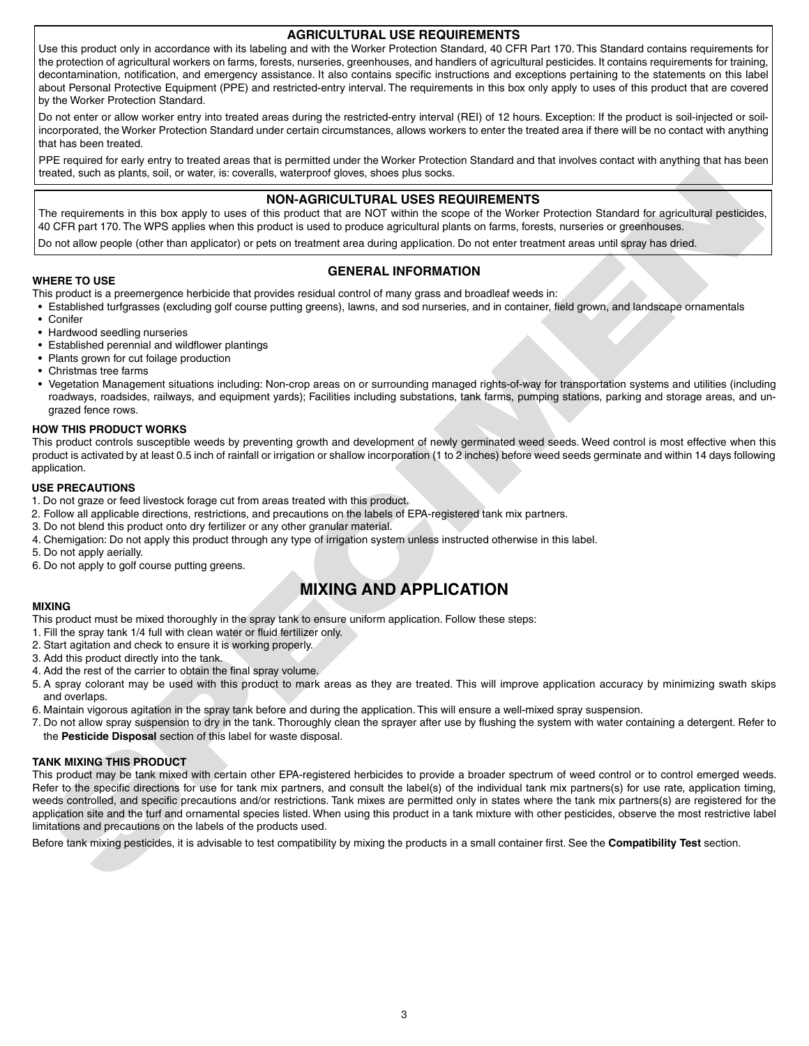## AGRICULTURAL USE REQUIREMENTS

Use this product only in accordance with its labeling and with the Worker Protection Standard, 40 CFR Part 170. This Standard contains requirements for the protection of agricultural workers on farms, forests, nurseries, greenhouses, and handlers of agricultural pesticides. It contains requirements for training, decontamination, notification, and emergency assistance. It also contains specific instructions and exceptions pertaining to the statements on this label about Personal Protective Equipment (PPE) and restricted-entry interval. The requirements in this box only apply to uses of this product that are covered by the Worker Protection Standard.

Do not enter or allow worker entry into treated areas during the restricted-entry interval (REI) of 12 hours. Exception: If the product is soil-injected or soil-incorporated, the Worker Protection Standard under certain circumstances, allows workers to enter the treated area if there will be no contact with anything that has been treated.

PPE required for early entry to treated areas that is permitted under the Worker Protection Standard and that involves contact with anything that has been treated, such as plants, soil, or water, is: coveralls, waterproof gloves, shoes plus socks.

## NON-AGRICULTURAL USES REQUIREMENTS

The requirements in this box apply to uses of this product that are NOT within the scope of the Worker Protection Standard for agricultural pesticides, 40 CFR part 170. The WPS applies when this product is used to produce agricultural plants on farms, forests, nurseries or greenhouses.

Do not allow people (other than applicator) or pets on treatment area during application. Do not enter treatment areas until spray has dried.

## GENERAL INFORMATION

### WHERE TO USE

This product is a preemergence herbicide that provides residual control of many grass and broadleaf weeds in:

- Established turfgrasses (excluding golf course putting greens), lawns, and sod nurseries, and in container, field grown, and landscape ornamentals
- Conifer
- Hardwood seedling nurseries
- Established perennial and wildflower plantings
- Plants grown for cut foilage production
- Christmas tree farms
- Vegetation Management situations including: Non-crop areas on or surrounding managed rights-of-way for transportation systems and utilities (including roadways, roadsides, railways, and equipment yards); Facilities including substations, tank farms, pumping stations, parking and storage areas, and un-grazed fence rows.

### HOW THIS PRODUCT WORKS

This product controls susceptible weeds by preventing growth and development of newly germinated weed seeds. Weed control is most effective when this product is activated by at least 0.5 inch of rainfall or irrigation or shallow incorporation (1 to 2 inches) before weed seeds germinate and within 14 days following application.

### USE PRECAUTIONS

1. Do not graze or feed livestock forage cut from areas treated with this product.
2. Follow all applicable directions, restrictions, and precautions on the labels of EPA-registered tank mix partners.
3. Do not blend this product onto dry fertilizer or any other granular material.
4. Chemigation: Do not apply this product through any type of irrigation system unless instructed otherwise in this label.
5. Do not apply aerially.
6. Do not apply to golf course putting greens.

# MIXING AND APPLICATION

### MIXING

This product must be mixed thoroughly in the spray tank to ensure uniform application. Follow these steps:

1. Fill the spray tank 1/4 full with clean water or fluid fertilizer only.
2. Start agitation and check to ensure it is working properly.
3. Add this product directly into the tank.
4. Add the rest of the carrier to obtain the final spray volume.
5. A spray colorant may be used with this product to mark areas as they are treated. This will improve application accuracy by minimizing swath skips and overlaps.
6. Maintain vigorous agitation in the spray tank before and during the application. This will ensure a well-mixed spray suspension.
7. Do not allow spray suspension to dry in the tank. Thoroughly clean the sprayer after use by flushing the system with water containing a detergent. Refer to the **Pesticide Disposal** section of this label for waste disposal.

### TANK MIXING THIS PRODUCT

This product may be tank mixed with certain other EPA-registered herbicides to provide a broader spectrum of weed control or to control emerged weeds. Refer to the specific directions for use for tank mix partners, and consult the label(s) of the individual tank mix partners(s) for use rate, application timing, weeds controlled, and specific precautions and/or restrictions. Tank mixes are permitted only in states where the tank mix partners(s) are registered for the application site and the turf and ornamental species listed. When using this product in a tank mixture with other pesticides, observe the most restrictive label limitations and precautions on the labels of the products used.

Before tank mixing pesticides, it is advisable to test compatibility by mixing the products in a small container first. See the **Compatibility Test** section.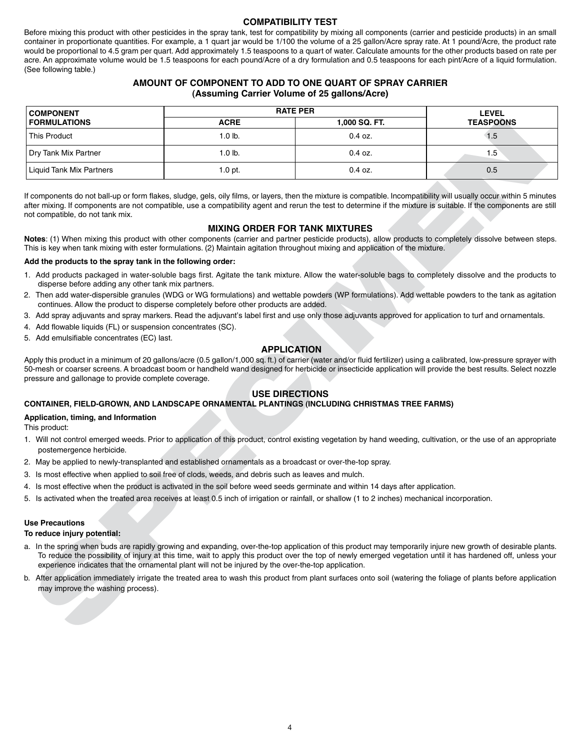## COMPATIBILITY TEST

Before mixing this product with other pesticides in the spray tank, test for compatibility by mixing all components (carrier and pesticide products) in an small container in proportionate quantities. For example, a 1 quart jar would be 1/100 the volume of a 25 gallon/Acre spray rate. At 1 pound/Acre, the product rate would be proportional to 4.5 gram per quart. Add approximately 1.5 teaspoons to a quart of water. Calculate amounts for the other products based on rate per acre. An approximate volume would be 1.5 teaspoons for each pound/Acre of a dry formulation and 0.5 teaspoons for each pint/Acre of a liquid formulation. (See following table.)

### AMOUNT OF COMPONENT TO ADD TO ONE QUART OF SPRAY CARRIER (Assuming Carrier Volume of 25 gallons/Acre)

| COMPONENT FORMULATIONS | RATE PER | | LEVEL TEASPOONS |
|---|---|---|---|
| | ACRE | 1,000 SQ. FT. | |
| This Product | 1.0 lb. | 0.4 oz. | 1.5 |
| Dry Tank Mix Partner | 1.0 lb. | 0.4 oz. | 1.5 |
| Liquid Tank Mix Partners | 1.0 pt. | 0.4 oz. | 0.5 |

If components do not ball-up or form flakes, sludge, gels, oily films, or layers, then the mixture is compatible. Incompatibility will usually occur within 5 minutes after mixing. If components are not compatible, use a compatibility agent and rerun the test to determine if the mixture is suitable. If the components are still not compatible, do not tank mix.

## MIXING ORDER FOR TANK MIXTURES

**Notes**: (1) When mixing this product with other components (carrier and partner pesticide products), allow products to completely dissolve between steps. This is key when tank mixing with ester formulations. (2) Maintain agitation throughout mixing and application of the mixture.

**Add the products to the spray tank in the following order:**

1. Add products packaged in water-soluble bags first. Agitate the tank mixture. Allow the water-soluble bags to completely dissolve and the products to disperse before adding any other tank mix partners.
2. Then add water-dispersible granules (WDG or WG formulations) and wettable powders (WP formulations). Add wettable powders to the tank as agitation continues. Allow the product to disperse completely before other products are added.
3. Add spray adjuvants and spray markers. Read the adjuvant's label first and use only those adjuvants approved for application to turf and ornamentals.
4. Add flowable liquids (FL) or suspension concentrates (SC).
5. Add emulsifiable concentrates (EC) last.

## APPLICATION

Apply this product in a minimum of 20 gallons/acre (0.5 gallon/1,000 sq. ft.) of carrier (water and/or fluid fertilizer) using a calibrated, low-pressure sprayer with 50-mesh or coarser screens. A broadcast boom or handheld wand designed for herbicide or insecticide application will provide the best results. Select nozzle pressure and gallonage to provide complete coverage.

## USE DIRECTIONS

### CONTAINER, FIELD-GROWN, AND LANDSCAPE ORNAMENTAL PLANTINGS (INCLUDING CHRISTMAS TREE FARMS)

**Application, timing, and Information**

This product:

1. Will not control emerged weeds. Prior to application of this product, control existing vegetation by hand weeding, cultivation, or the use of an appropriate postemergence herbicide.
2. May be applied to newly-transplanted and established ornamentals as a broadcast or over-the-top spray.
3. Is most effective when applied to soil free of clods, weeds, and debris such as leaves and mulch.
4. Is most effective when the product is activated in the soil before weed seeds germinate and within 14 days after application.
5. Is activated when the treated area receives at least 0.5 inch of irrigation or rainfall, or shallow (1 to 2 inches) mechanical incorporation.

**Use Precautions**

**To reduce injury potential:**

a. In the spring when buds are rapidly growing and expanding, over-the-top application of this product may temporarily injure new growth of desirable plants. To reduce the possibility of injury at this time, wait to apply this product over the top of newly emerged vegetation until it has hardened off, unless your experience indicates that the ornamental plant will not be injured by the over-the-top application.

b. After application immediately irrigate the treated area to wash this product from plant surfaces onto soil (watering the foliage of plants before application may improve the washing process).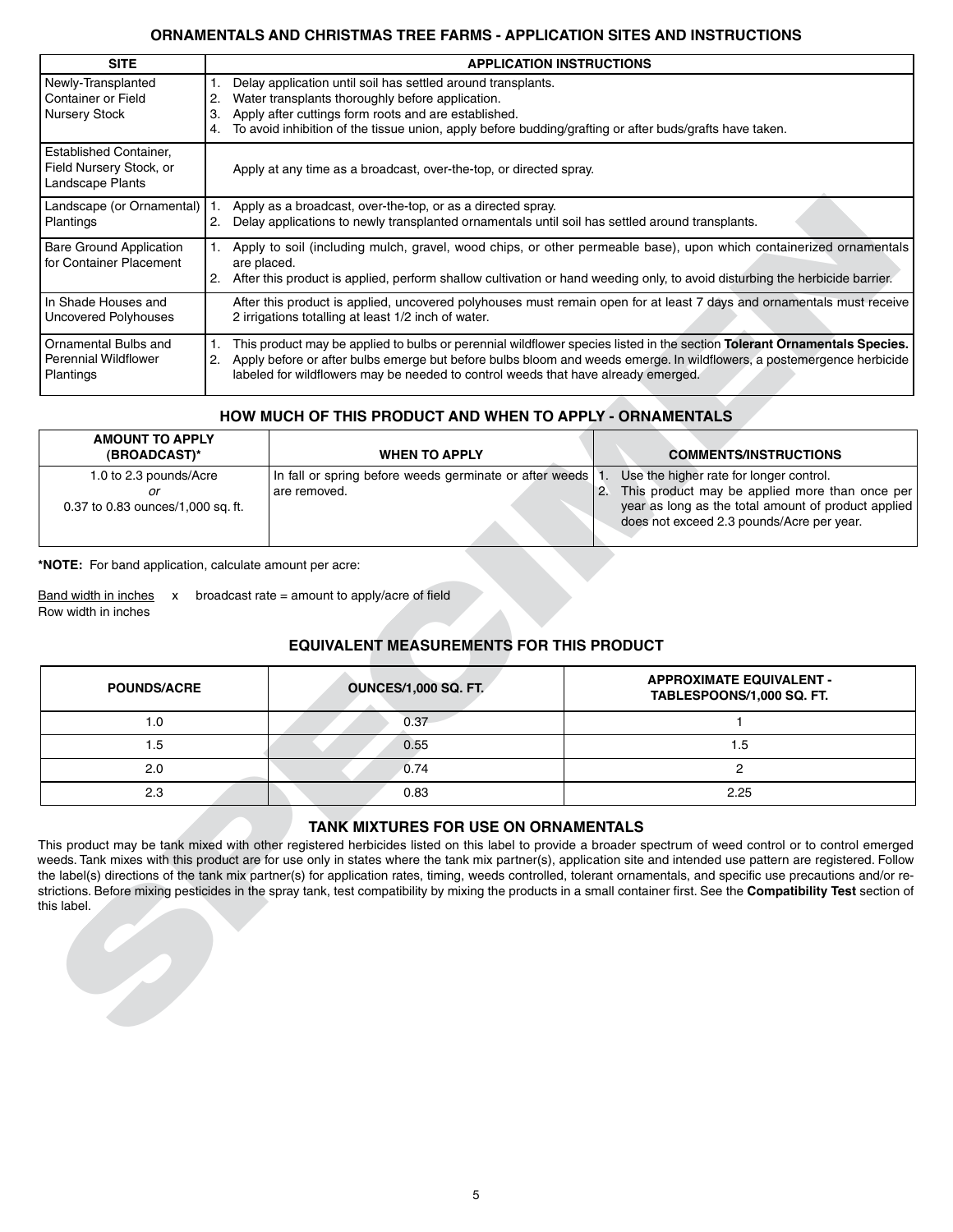## ORNAMENTALS AND CHRISTMAS TREE FARMS - APPLICATION SITES AND INSTRUCTIONS

| SITE | APPLICATION INSTRUCTIONS |
|---|---|
| Newly-Transplanted Container or Field Nursery Stock | 1. Delay application until soil has settled around transplants.<br>2. Water transplants thoroughly before application.<br>3. Apply after cuttings form roots and are established.<br>4. To avoid inhibition of the tissue union, apply before budding/grafting or after buds/grafts have taken. |
| Established Container, Field Nursery Stock, or Landscape Plants | Apply at any time as a broadcast, over-the-top, or directed spray. |
| Landscape (or Ornamental) Plantings | 1. Apply as a broadcast, over-the-top, or as a directed spray.<br>2. Delay applications to newly transplanted ornamentals until soil has settled around transplants. |
| Bare Ground Application for Container Placement | 1. Apply to soil (including mulch, gravel, wood chips, or other permeable base), upon which containerized ornamentals are placed.<br>2. After this product is applied, perform shallow cultivation or hand weeding only, to avoid disturbing the herbicide barrier. |
| In Shade Houses and Uncovered Polyhouses | After this product is applied, uncovered polyhouses must remain open for at least 7 days and ornamentals must receive 2 irrigations totalling at least 1/2 inch of water. |
| Ornamental Bulbs and Perennial Wildflower Plantings | 1. This product may be applied to bulbs or perennial wildflower species listed in the section **Tolerant Ornamentals Species.**<br>2. Apply before or after bulbs emerge but before bulbs bloom and weeds emerge. In wildflowers, a postemergence herbicide labeled for wildflowers may be needed to control weeds that have already emerged. |

## HOW MUCH OF THIS PRODUCT AND WHEN TO APPLY - ORNAMENTALS

| AMOUNT TO APPLY (BROADCAST)* | WHEN TO APPLY | COMMENTS/INSTRUCTIONS |
|---|---|---|
| 1.0 to 2.3 pounds/Acre<br>*or*<br>0.37 to 0.83 ounces/1,000 sq. ft. | In fall or spring before weeds germinate or after weeds are removed. | 1. Use the higher rate for longer control.<br>2. This product may be applied more than once per year as long as the total amount of product applied does not exceed 2.3 pounds/Acre per year. |

***NOTE:** For band application, calculate amount per acre:

$$\frac{\text{Band width in inches}}{\text{Row width in inches}} \times \text{broadcast rate} = \text{amount to apply/acre of field}$$

## EQUIVALENT MEASUREMENTS FOR THIS PRODUCT

| POUNDS/ACRE | OUNCES/1,000 SQ. FT. | APPROXIMATE EQUIVALENT - TABLESPOONS/1,000 SQ. FT. |
|---|---|---|
| 1.0 | 0.37 | 1 |
| 1.5 | 0.55 | 1.5 |
| 2.0 | 0.74 | 2 |
| 2.3 | 0.83 | 2.25 |

## TANK MIXTURES FOR USE ON ORNAMENTALS

This product may be tank mixed with other registered herbicides listed on this label to provide a broader spectrum of weed control or to control emerged weeds. Tank mixes with this product are for use only in states where the tank mix partner(s), application site and intended use pattern are registered. Follow the label(s) directions of the tank mix partner(s) for application rates, timing, weeds controlled, tolerant ornamentals, and specific use precautions and/or restrictions. Before mixing pesticides in the spray tank, test compatibility by mixing the products in a small container first. See the **Compatibility Test** section of this label.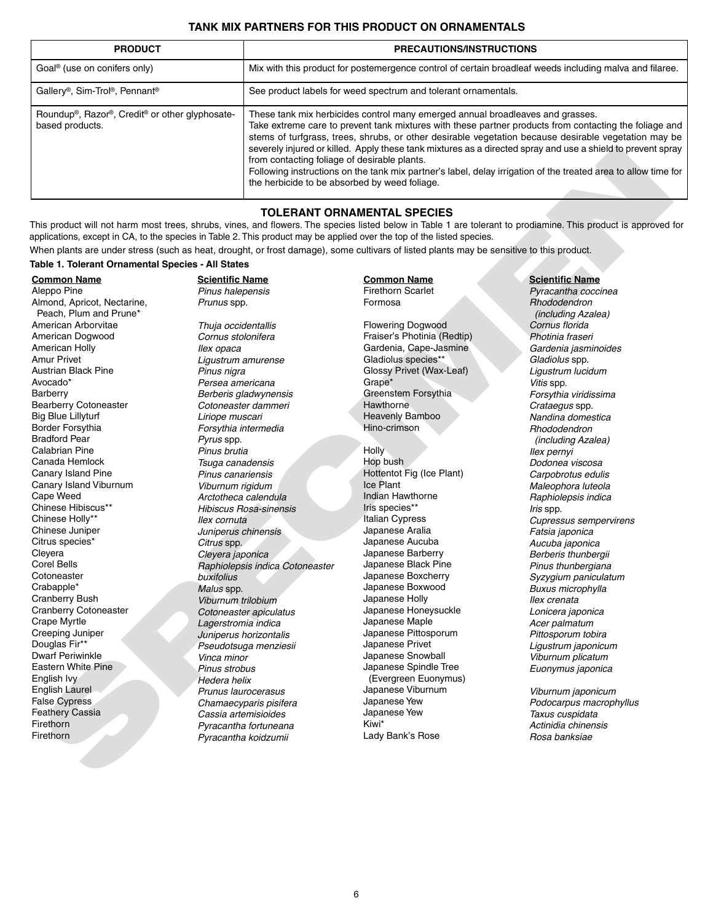## TANK MIX PARTNERS FOR THIS PRODUCT ON ORNAMENTALS

| PRODUCT | PRECAUTIONS/INSTRUCTIONS |
|---|---|
| Goal® (use on conifers only) | Mix with this product for postemergence control of certain broadleaf weeds including malva and filaree. |
| Gallery®, Sim-Trol®, Pennant® | See product labels for weed spectrum and tolerant ornamentals. |
| Roundup®, Razor®, Credit® or other glyphosate-based products. | These tank mix herbicides control many emerged annual broadleaves and grasses. Take extreme care to prevent tank mixtures with these partner products from contacting the foliage and stems of turfgrass, trees, shrubs, or other desirable vegetation because desirable vegetation may be severely injured or killed. Apply these tank mixtures as a directed spray and use a shield to prevent spray from contacting foliage of desirable plants. Following instructions on the tank mix partner's label, delay irrigation of the treated area to allow time for the herbicide to be absorbed by weed foliage. |

## TOLERANT ORNAMENTAL SPECIES

This product will not harm most trees, shrubs, vines, and flowers. The species listed below in Table 1 are tolerant to prodiamine. This product is approved for applications, except in CA, to the species in Table 2. This product may be applied over the top of the listed species.

When plants are under stress (such as heat, drought, or frost damage), some cultivars of listed plants may be sensitive to this product.

**Table 1. Tolerant Ornamental Species - All States**

| Common Name | Scientific Name |
|---|---|
| Aleppo Pine | *Pinus halepensis* |
| Almond, Apricot, Nectarine, Peach, Plum and Prune* | *Prunus* spp. |
| American Arborvitae | *Thuja occidentallis* |
| American Dogwood | *Cornus stolonifera* |
| American Holly | *Ilex opaca* |
| Amur Privet | *Ligustrum amurense* |
| Austrian Black Pine | *Pinus nigra* |
| Avocado* | *Persea americana* |
| Barberry | *Berberis gladwynensis* |
| Bearberry Cotoneaster | *Cotoneaster dammeri* |
| Big Blue Lillyturf | *Liriope muscari* |
| Border Forsythia | *Forsythia intermedia* |
| Bradford Pear | *Pyrus* spp. |
| Calabrian Pine | *Pinus brutia* |
| Canada Hemlock | *Tsuga canadensis* |
| Canary Island Pine | *Pinus canariensis* |
| Canary Island Viburnum | *Viburnum rigidum* |
| Cape Weed | *Arctotheca calendula* |
| Chinese Hibiscus** | *Hibiscus Rosa-sinensis* |
| Chinese Holly** | *Ilex cornuta* |
| Chinese Juniper | *Juniperus chinensis* |
| Citrus species* | *Citrus* spp. |
| Cleyera | *Cleyera japonica* |
| Corel Bells | *Raphiolepsis indica Cotoneaster* |
| Cotoneaster | *buxifolius* |
| Crabapple* | *Malus* spp. |
| Cranberry Bush | *Viburnum trilobium* |
| Cranberry Cotoneaster | *Cotoneaster apiculatus* |
| Crape Myrtle | *Lagerstromia indica* |
| Creeping Juniper | *Juniperus horizontalis* |
| Douglas Fir** | *Pseudotsuga menziesii* |
| Dwarf Periwinkle | *Vinca minor* |
| Eastern White Pine | *Pinus strobus* |
| English Ivy | *Hedera helix* |
| English Laurel | *Prunus laurocerasus* |
| False Cypress | *Chamaecyparis pisifera* |
| Feathery Cassia | *Cassia artemisioides* |
| Firethorn | *Pyracantha fortuneana* |
| Firethorn | *Pyracantha koidzumii* |
| Firethorn Scarlet | *Pyracantha coccinea* |
| Formosa | *Rhododendron (including Azalea)* |
| Flowering Dogwood | *Cornus florida* |
| Fraiser's Photinia (Redtip) | *Photinia fraseri* |
| Gardenia, Cape-Jasmine | *Gardenia jasminoides* |
| Gladiolus species** | *Gladiolus* spp. |
| Glossy Privet (Wax-Leaf) | *Ligustrum lucidum* |
| Grape* | *Vitis* spp. |
| Greenstem Forsythia | *Forsythia viridissima* |
| Hawthorne | *Crataegus* spp. |
| Heavenly Bamboo | *Nandina domestica* |
| Hino-crimson | *Rhododendron (including Azalea)* |
| Holly | *Ilex pernyi* |
| Hop bush | *Dodonea viscosa* |
| Hottentot Fig (Ice Plant) | *Carpobrotus edulis* |
| Ice Plant | *Maleophora luteola* |
| Indian Hawthorne | *Raphiolepsis indica* |
| Iris species** | *Iris* spp. |
| Italian Cypress | *Cupressus sempervirens* |
| Japanese Aralia | *Fatsia japonica* |
| Japanese Aucuba | *Aucuba japonica* |
| Japanese Barberry | *Berberis thunbergii* |
| Japanese Black Pine | *Pinus thunbergiana* |
| Japanese Boxcherry | *Syzygium paniculatum* |
| Japanese Boxwood | *Buxus microphylla* |
| Japanese Holly | *Ilex crenata* |
| Japanese Honeysuckle | *Lonicera japonica* |
| Japanese Maple | *Acer palmatum* |
| Japanese Pittosporum | *Pittosporum tobira* |
| Japanese Privet | *Ligustrum japonicum* |
| Japanese Snowball | *Viburnum plicatum* |
| Japanese Spindle Tree (Evergreen Euonymus) | *Euonymus japonica* |
| Japanese Viburnum | *Viburnum japonicum* |
| Japanese Yew | *Podocarpus macrophyllus* |
| Japanese Yew | *Taxus cuspidata* |
| Kiwi* | *Actinidia chinensis* |
| Lady Bank's Rose | *Rosa banksiae* |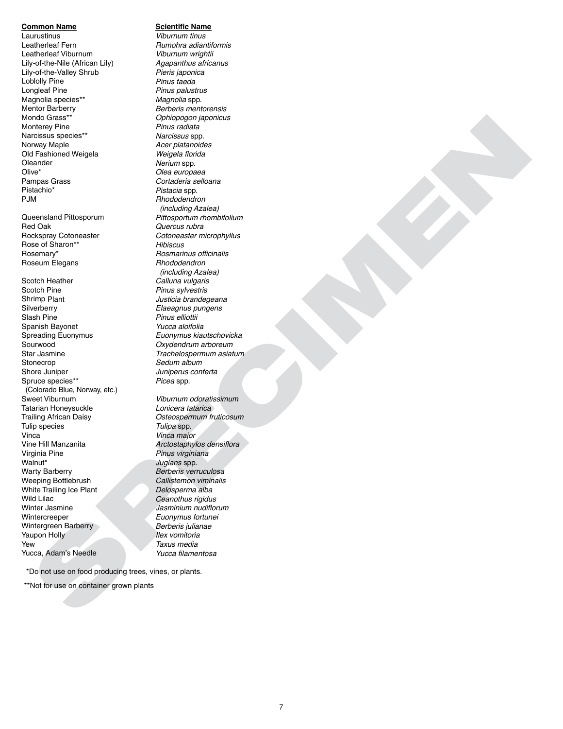| **Common Name** | **Scientific Name** |
|---|---|
| Laurustinus | *Viburnum tinus* |
| Leatherleaf Fern | *Rumohra adiantiformis* |
| Leatherleaf Viburnum | *Viburnum wrightii* |
| Lily-of-the-Nile (African Lily) | *Agapanthus africanus* |
| Lily-of-the-Valley Shrub | *Pieris japonica* |
| Loblolly Pine | *Pinus taeda* |
| Longleaf Pine | *Pinus palustrus* |
| Magnolia species** | *Magnolia* spp. |
| Mentor Barberry | *Berberis mentorensis* |
| Mondo Grass** | *Ophiopogon japonicus* |
| Monterey Pine | *Pinus radiata* |
| Narcissus species** | *Narcissus* spp. |
| Norway Maple | *Acer platanoides* |
| Old Fashioned Weigela | *Weigela florida* |
| Oleander | *Nerium* spp. |
| Olive* | *Olea europaea* |
| Pampas Grass | *Cortaderia selloana* |
| Pistachio* | *Pistacia* spp. |
| PJM | *Rhododendron (including Azalea)* |
| Queensland Pittosporum | *Pittosportum rhombifolium* |
| Red Oak | *Quercus rubra* |
| Rockspray Cotoneaster | *Cotoneaster microphyllus* |
| Rose of Sharon** | *Hibiscus* |
| Rosemary* | *Rosmarinus officinalis* |
| Roseum Elegans | *Rhododendron (including Azalea)* |
| Scotch Heather | *Calluna vulgaris* |
| Scotch Pine | *Pinus sylvestris* |
| Shrimp Plant | *Justicia brandegeana* |
| Silverberry | *Elaeagnus pungens* |
| Slash Pine | *Pinus elliottii* |
| Spanish Bayonet | *Yucca aloifolia* |
| Spreading Euonymus | *Euonymus kiautschovicka* |
| Sourwood | *Oxydendrum arboreum* |
| Star Jasmine | *Trachelospermum asiatum* |
| Stonecrop | *Sedum album* |
| Shore Juniper | *Juniperus conferta* |
| Spruce species** (Colorado Blue, Norway, etc.) | *Picea* spp. |
| Sweet Viburnum | *Viburnum odoratissimum* |
| Tatarian Honeysuckle | *Lonicera tatarica* |
| Trailing African Daisy | *Osteospermum fruticosum* |
| Tulip species | *Tulipa* spp. |
| Vinca | *Vinca major* |
| Vine Hill Manzanita | *Arctostaphylos densiflora* |
| Virginia Pine | *Pinus virginiana* |
| Walnut* | *Juglans* spp. |
| Warty Barberry | *Berberis verruculosa* |
| Weeping Bottlebrush | *Callistemon viminalis* |
| White Trailing Ice Plant | *Delosperma alba* |
| Wild Lilac | *Ceanothus rigidus* |
| Winter Jasmine | *Jasminium nudiflorum* |
| Wintercreeper | *Euonymus fortunei* |
| Wintergreen Barberry | *Berberis julianae* |
| Yaupon Holly | *Ilex vomitoria* |
| Yew | *Taxus media* |
| Yucca, Adam's Needle | *Yucca filamentosa* |

*Do not use on food producing trees, vines, or plants.

**Not for use on container grown plants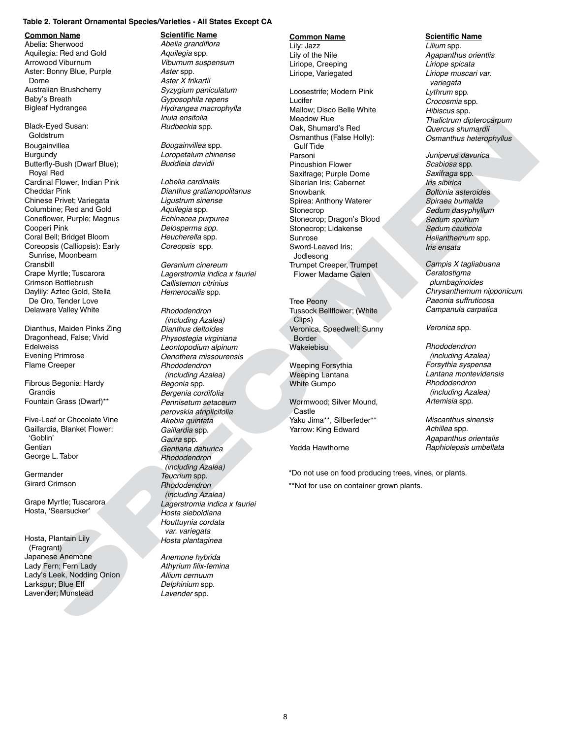**Table 2. Tolerant Ornamental Species/Varieties - All States Except CA**

| Common Name | Scientific Name |
|---|---|
| Abelia: Sherwood | *Abelia grandiflora* |
| Aquilegia: Red and Gold | *Aquilegia* spp. |
| Arrowood Viburnum | *Viburnum suspensum* |
| Aster: Bonny Blue, Purple Dome | *Aster* spp. |
| | *Aster X frikartii* |
| Australian Brushcherry | *Syzygium paniculatum* |
| Baby's Breath | *Gyposophila repens* |
| Bigleaf Hydrangea | *Hydrangea macrophylla* |
| | *Inula ensifolia* |
| Black-Eyed Susan: Goldstrum | *Rudbeckia* spp. |
| Bougainvillea | *Bougainvillea* spp. |
| Burgundy | *Loropetalum chinense* |
| Butterfly-Bush (Dwarf Blue); Royal Red | *Buddleia davidii* |
| Cardinal Flower, Indian Pink | *Lobelia cardinalis* |
| Cheddar Pink | *Dianthus gratianopolitanus* |
| Chinese Privet; Variegata | *Ligustrum sinense* |
| Columbine; Red and Gold | *Aquilegia* spp. |
| Coneflower, Purple; Magnus | *Echinacea purpurea* |
| Cooperi Pink | *Delosperma spp.* |
| Coral Bell; Bridget Bloom | *Heucherella* spp. |
| Coreopsis (Calliopsis): Early Sunrise, Moonbeam | *Coreopsis* spp. |
| Cransbill | *Geranium cinereum* |
| Crape Myrtle; Tuscarora | *Lagerstromia indica x fauriei* |
| Crimson Bottlebrush | *Callistemon citrinius* |
| Daylily: Aztec Gold, Stella De Oro, Tender Love | *Hemerocallis* spp. |
| Delaware Valley White | *Rhododendron (including Azalea)* |
| Dianthus, Maiden Pinks Zing | *Dianthus deltoides* |
| Dragonhead, False; Vivid | *Physostegia virginiana* |
| Edelweiss | *Leontopodium alpinum* |
| Evening Primrose | *Oenothera missourensis* |
| Flame Creeper | *Rhododendron (including Azalea)* |
| Fibrous Begonia: Hardy Grandis | *Begonia* spp. |
| | *Bergenia cordifolia* |
| Fountain Grass (Dwarf)** | *Pennisetum setaceum* |
| | *perovskia atriplicifolia* |
| Five-Leaf or Chocolate Vine | *Akebia quintata* |
| Gaillardia, Blanket Flower: 'Goblin' | *Gaillardia* spp. |
| | *Gaura* spp. |
| Gentian | *Gentiana dahurica* |
| George L. Tabor | *Rhododendron (including Azalea)* |
| Germander | *Teucrium* spp. |
| Girard Crimson | *Rhododendron (including Azalea)* |
| Grape Myrtle; Tuscarora | *Lagerstromia indica x fauriei* |
| Hosta, 'Searsucker' | *Hosta sieboldiana* |
| | *Houttuynia cordata var. variegata* |
| Hosta, Plantain Lily (Fragrant) | *Hosta plantaginea* |
| Japanese Anemone | *Anemone hybrida* |
| Lady Fern; Fern Lady | *Athyrium filix-femina* |
| Lady's Leek, Nodding Onion | *Allium cernuum* |
| Larkspur; Blue Elf | *Delphinium* spp. |
| Lavender; Munstead | *Lavender* spp. |
| Lily: Jazz | *Lilium* spp. |
| Lily of the Nile | *Agapanthus orientlis* |
| Liriope, Creeping | *Liriope spicata* |
| Liriope, Variegated | *Liriope muscari var. variegata* |
| Loosestrife; Modern Pink | *Lythrum* spp. |
| Lucifer | *Crocosmia* spp. |
| Mallow; Disco Belle White | *Hibiscus* spp. |
| Meadow Rue | *Thalictrum dipterocarpum* |
| Oak, Shumard's Red | *Quercus shumardii* |
| Osmanthus (False Holly): Gulf Tide | *Osmanthus heterophyllus* |
| Parsoni | *Juniperus davurica* |
| Pincushion Flower | *Scabiosa* spp. |
| Saxifrage; Purple Dome | *Saxifraga* spp. |
| Siberian Iris; Cabernet | *Iris sibirica* |
| Snowbank | *Boltonia asteroides* |
| Spirea: Anthony Waterer | *Spiraea bumalda* |
| Stonecrop | *Sedum dasyphyllum* |
| Stonecrop; Dragon's Blood | *Sedum spurium* |
| Stonecrop; Lidakense | *Sedum cauticola* |
| Sunrose | *Helianthemum* spp. |
| Sword-Leaved Iris; Jodlesong | *Iris ensata* |
| Trumpet Creeper, Trumpet Flower Madame Galen | *Campis X tagliabuana* |
| | *Ceratostigma plumbaginoides* |
| | *Chrysanthemum nipponicum* |
| Tree Peony | *Paeonia suffruticosa* |
| Tussock Bellflower; (White Clips) | *Campanula carpatica* |
| Veronica, Speedwell; Sunny Border | *Veronica* spp. |
| Wakeiebisu | *Rhododendron (including Azalea)* |
| Weeping Forsythia | *Forsythia syspensa* |
| Weeping Lantana | *Lantana montevidensis* |
| White Gumpo | *Rhododendron (including Azalea)* |
| Wormwood; Silver Mound, Castle | *Artemisia* spp. |
| Yaku Jima**, Silberfeder** | *Miscanthus sinensis* |
| Yarrow: King Edward | *Achillea* spp. |
| | *Agapanthus orientalis* |
| Yedda Hawthorne | *Raphiolepsis umbellata* |

*Do not use on food producing trees, vines, or plants.

**Not for use on container grown plants.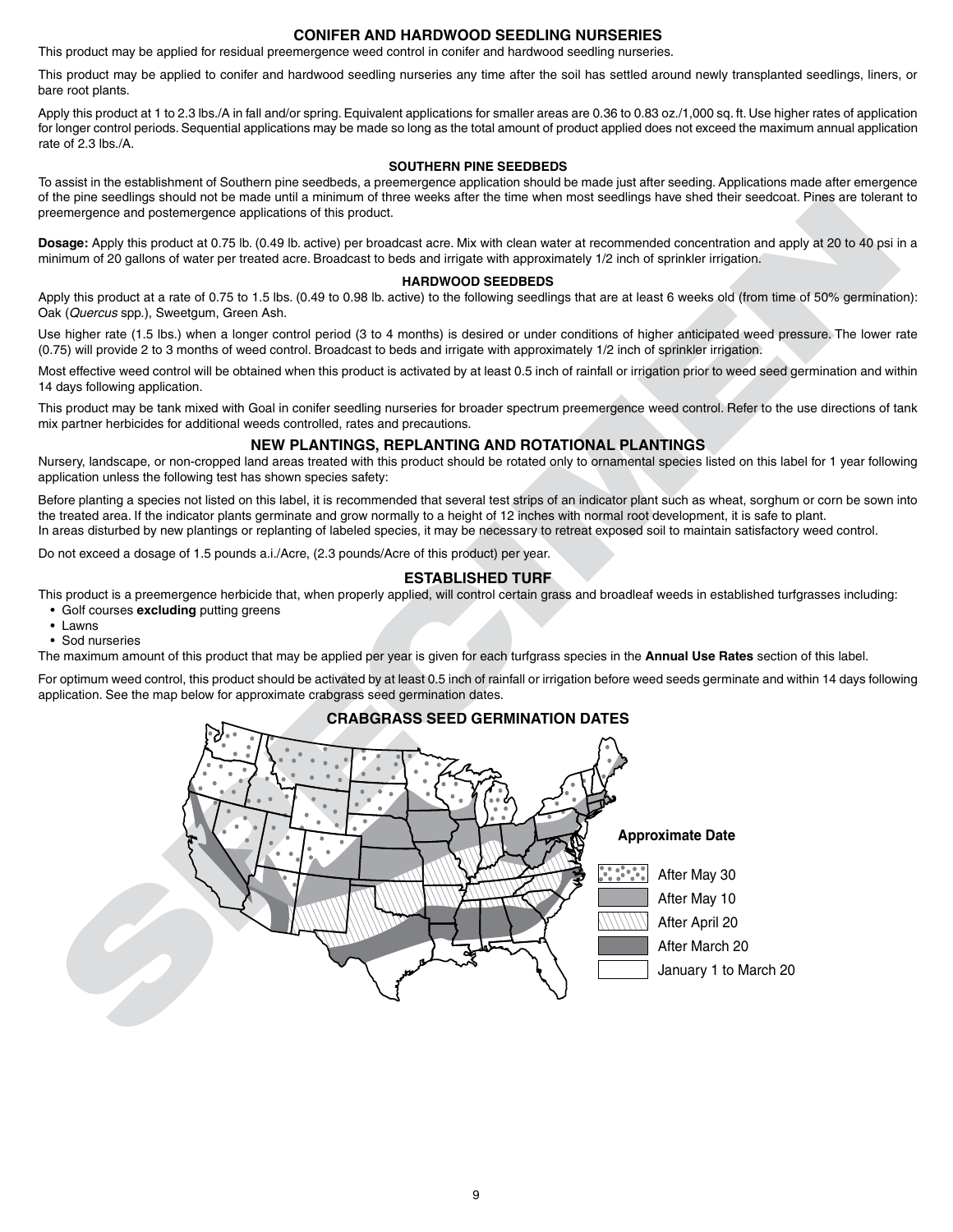## CONIFER AND HARDWOOD SEEDLING NURSERIES

This product may be applied for residual preemergence weed control in conifer and hardwood seedling nurseries.

This product may be applied to conifer and hardwood seedling nurseries any time after the soil has settled around newly transplanted seedlings, liners, or bare root plants.

Apply this product at 1 to 2.3 lbs./A in fall and/or spring. Equivalent applications for smaller areas are 0.36 to 0.83 oz./1,000 sq. ft. Use higher rates of application for longer control periods. Sequential applications may be made so long as the total amount of product applied does not exceed the maximum annual application rate of 2.3 lbs./A.

### SOUTHERN PINE SEEDBEDS

To assist in the establishment of Southern pine seedbeds, a preemergence application should be made just after seeding. Applications made after emergence of the pine seedlings should not be made until a minimum of three weeks after the time when most seedlings have shed their seedcoat. Pines are tolerant to preemergence and postemergence applications of this product.

**Dosage:** Apply this product at 0.75 lb. (0.49 lb. active) per broadcast acre. Mix with clean water at recommended concentration and apply at 20 to 40 psi in a minimum of 20 gallons of water per treated acre. Broadcast to beds and irrigate with approximately 1/2 inch of sprinkler irrigation.

### HARDWOOD SEEDBEDS

Apply this product at a rate of 0.75 to 1.5 lbs. (0.49 to 0.98 lb. active) to the following seedlings that are at least 6 weeks old (from time of 50% germination): Oak (*Quercus* spp.), Sweetgum, Green Ash.

Use higher rate (1.5 lbs.) when a longer control period (3 to 4 months) is desired or under conditions of higher anticipated weed pressure. The lower rate (0.75) will provide 2 to 3 months of weed control. Broadcast to beds and irrigate with approximately 1/2 inch of sprinkler irrigation.

Most effective weed control will be obtained when this product is activated by at least 0.5 inch of rainfall or irrigation prior to weed seed germination and within 14 days following application.

This product may be tank mixed with Goal in conifer seedling nurseries for broader spectrum preemergence weed control. Refer to the use directions of tank mix partner herbicides for additional weeds controlled, rates and precautions.

## NEW PLANTINGS, REPLANTING AND ROTATIONAL PLANTINGS

Nursery, landscape, or non-cropped land areas treated with this product should be rotated only to ornamental species listed on this label for 1 year following application unless the following test has shown species safety:

Before planting a species not listed on this label, it is recommended that several test strips of an indicator plant such as wheat, sorghum or corn be sown into the treated area. If the indicator plants germinate and grow normally to a height of 12 inches with normal root development, it is safe to plant.
In areas disturbed by new plantings or replanting of labeled species, it may be necessary to retreat exposed soil to maintain satisfactory weed control.

Do not exceed a dosage of 1.5 pounds a.i./Acre, (2.3 pounds/Acre of this product) per year.

## ESTABLISHED TURF

This product is a preemergence herbicide that, when properly applied, will control certain grass and broadleaf weeds in established turfgrasses including:

- Golf courses **excluding** putting greens
- Lawns
- Sod nurseries

The maximum amount of this product that may be applied per year is given for each turfgrass species in the **Annual Use Rates** section of this label.

For optimum weed control, this product should be activated by at least 0.5 inch of rainfall or irrigation before weed seeds germinate and within 14 days following application. See the map below for approximate crabgrass seed germination dates.

### CRABGRASS SEED GERMINATION DATES

**Approximate Date**

- After May 30
- After May 10
- After April 20
- After March 20
- January 1 to March 20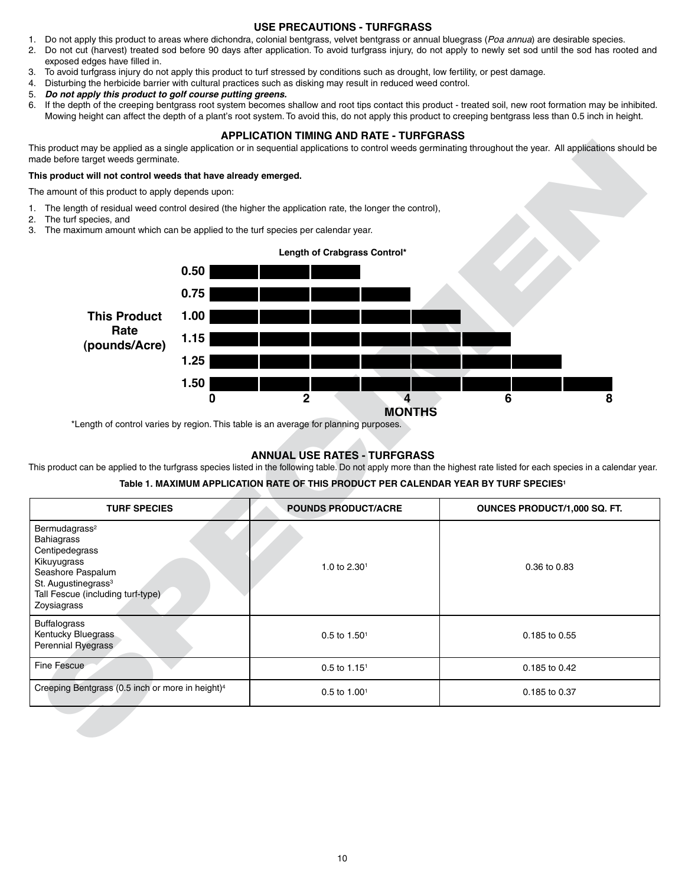## USE PRECAUTIONS - TURFGRASS

1. Do not apply this product to areas where dichondra, colonial bentgrass, velvet bentgrass or annual bluegrass (*Poa annua*) are desirable species.
2. Do not cut (harvest) treated sod before 90 days after application. To avoid turfgrass injury, do not apply to newly set sod until the sod has rooted and exposed edges have filled in.
3. To avoid turfgrass injury do not apply this product to turf stressed by conditions such as drought, low fertility, or pest damage.
4. Disturbing the herbicide barrier with cultural practices such as disking may result in reduced weed control.
5. ***Do not apply this product to golf course putting greens.***
6. If the depth of the creeping bentgrass root system becomes shallow and root tips contact this product - treated soil, new root formation may be inhibited. Mowing height can affect the depth of a plant's root system. To avoid this, do not apply this product to creeping bentgrass less than 0.5 inch in height.

## APPLICATION TIMING AND RATE - TURFGRASS

This product may be applied as a single application or in sequential applications to control weeds germinating throughout the year. All applications should be made before target weeds germinate.

**This product will not control weeds that have already emerged.**

The amount of this product to apply depends upon:

1. The length of residual weed control desired (the higher the application rate, the longer the control),
2. The turf species, and
3. The maximum amount which can be applied to the turf species per calendar year.

**Length of Crabgrass Control***

| This Product Rate (pounds/Acre) | MONTHS |
|---|---|
| 0.50 | 3 |
| 0.75 | 4 |
| 1.00 | 5 |
| 1.15 | 6 |
| 1.25 | 7 |
| 1.50 | 8 |

*Length of control varies by region. This table is an average for planning purposes.

## ANNUAL USE RATES - TURFGRASS

This product can be applied to the turfgrass species listed in the following table. Do not apply more than the highest rate listed for each species in a calendar year.

**Table 1. MAXIMUM APPLICATION RATE OF THIS PRODUCT PER CALENDAR YEAR BY TURF SPECIES[1]**

| TURF SPECIES | POUNDS PRODUCT/ACRE | OUNCES PRODUCT/1,000 SQ. FT. |
|---|---|---|
| Bermudagrass[2]<br>Bahiagrass<br>Centipedegrass<br>Kikuyugrass<br>Seashore Paspalum<br>St. Augustinegrass[3]<br>Tall Fescue (including turf-type)<br>Zoysiagrass | 1.0 to 2.30[1] | 0.36 to 0.83 |
| Buffalograss<br>Kentucky Bluegrass<br>Perennial Ryegrass | 0.5 to 1.50[1] | 0.185 to 0.55 |
| Fine Fescue | 0.5 to 1.15[1] | 0.185 to 0.42 |
| Creeping Bentgrass (0.5 inch or more in height)[4] | 0.5 to 1.00[1] | 0.185 to 0.37 |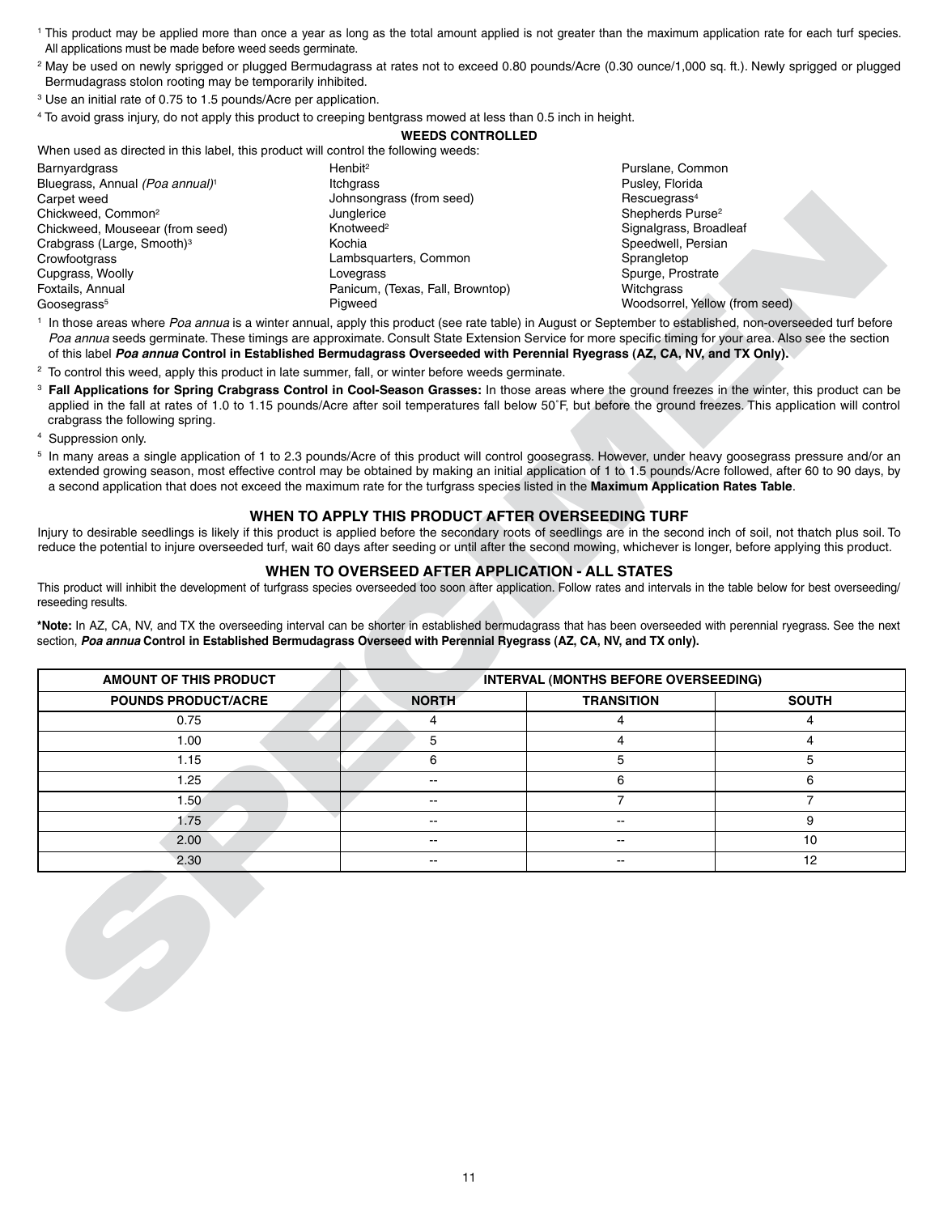[1] This product may be applied more than once a year as long as the total amount applied is not greater than the maximum application rate for each turf species. All applications must be made before weed seeds germinate.

[2] May be used on newly sprigged or plugged Bermudagrass at rates not to exceed 0.80 pounds/Acre (0.30 ounce/1,000 sq. ft.). Newly sprigged or plugged Bermudagrass stolon rooting may be temporarily inhibited.

[3] Use an initial rate of 0.75 to 1.5 pounds/Acre per application.

[4] To avoid grass injury, do not apply this product to creeping bentgrass mowed at less than 0.5 inch in height.

**WEEDS CONTROLLED**

When used as directed in this label, this product will control the following weeds:

- Barnyardgrass
- Bluegrass, Annual *(Poa annual)*[1]
- Carpet weed
- Chickweed, Common[2]
- Chickweed, Mouseear (from seed)
- Crabgrass (Large, Smooth)[3]
- Crowfootgrass
- Cupgrass, Woolly
- Foxtails, Annual
- Goosegrass[5]
- Henbit[2]
- Itchgrass
- Johnsongrass (from seed)
- Junglerice
- Knotweed[2]
- Kochia
- Lambsquarters, Common
- Lovegrass
- Panicum, (Texas, Fall, Browntop)
- Pigweed
- Purslane, Common
- Pusley, Florida
- Rescuegrass[4]
- Shepherds Purse[2]
- Signalgrass, Broadleaf
- Speedwell, Persian
- Sprangletop
- Spurge, Prostrate
- Witchgrass
- Woodsorrel, Yellow (from seed)

[1] In those areas where *Poa annua* is a winter annual, apply this product (see rate table) in August or September to established, non-overseeded turf before *Poa annua* seeds germinate. These timings are approximate. Consult State Extension Service for more specific timing for your area. Also see the section of this label ***Poa annua* Control in Established Bermudagrass Overseeded with Perennial Ryegrass (AZ, CA, NV, and TX Only).**

[2] To control this weed, apply this product in late summer, fall, or winter before weeds germinate.

[3] **Fall Applications for Spring Crabgrass Control in Cool-Season Grasses:** In those areas where the ground freezes in the winter, this product can be applied in the fall at rates of 1.0 to 1.15 pounds/Acre after soil temperatures fall below 50˚F, but before the ground freezes. This application will control crabgrass the following spring.

[4] Suppression only.

[5] In many areas a single application of 1 to 2.3 pounds/Acre of this product will control goosegrass. However, under heavy goosegrass pressure and/or an extended growing season, most effective control may be obtained by making an initial application of 1 to 1.5 pounds/Acre followed, after 60 to 90 days, by a second application that does not exceed the maximum rate for the turfgrass species listed in the **Maximum Application Rates Table**.

## WHEN TO APPLY THIS PRODUCT AFTER OVERSEEDING TURF

Injury to desirable seedlings is likely if this product is applied before the secondary roots of seedlings are in the second inch of soil, not thatch plus soil. To reduce the potential to injure overseeded turf, wait 60 days after seeding or until after the second mowing, whichever is longer, before applying this product.

## WHEN TO OVERSEED AFTER APPLICATION - ALL STATES

This product will inhibit the development of turfgrass species overseeded too soon after application. Follow rates and intervals in the table below for best overseeding/reseeding results.

***Note:** In AZ, CA, NV, and TX the overseeding interval can be shorter in established bermudagrass that has been overseeded with perennial ryegrass. See the next section, ***Poa annua* Control in Established Bermudagrass Overseed with Perennial Ryegrass (AZ, CA, NV, and TX only).**

| AMOUNT OF THIS PRODUCT | INTERVAL (MONTHS BEFORE OVERSEEDING) | | |
|---|---|---|---|
| POUNDS PRODUCT/ACRE | NORTH | TRANSITION | SOUTH |
| 0.75 | 4 | 4 | 4 |
| 1.00 | 5 | 4 | 4 |
| 1.15 | 6 | 5 | 5 |
| 1.25 | -- | 6 | 6 |
| 1.50 | -- | 7 | 7 |
| 1.75 | -- | -- | 9 |
| 2.00 | -- | -- | 10 |
| 2.30 | -- | -- | 12 |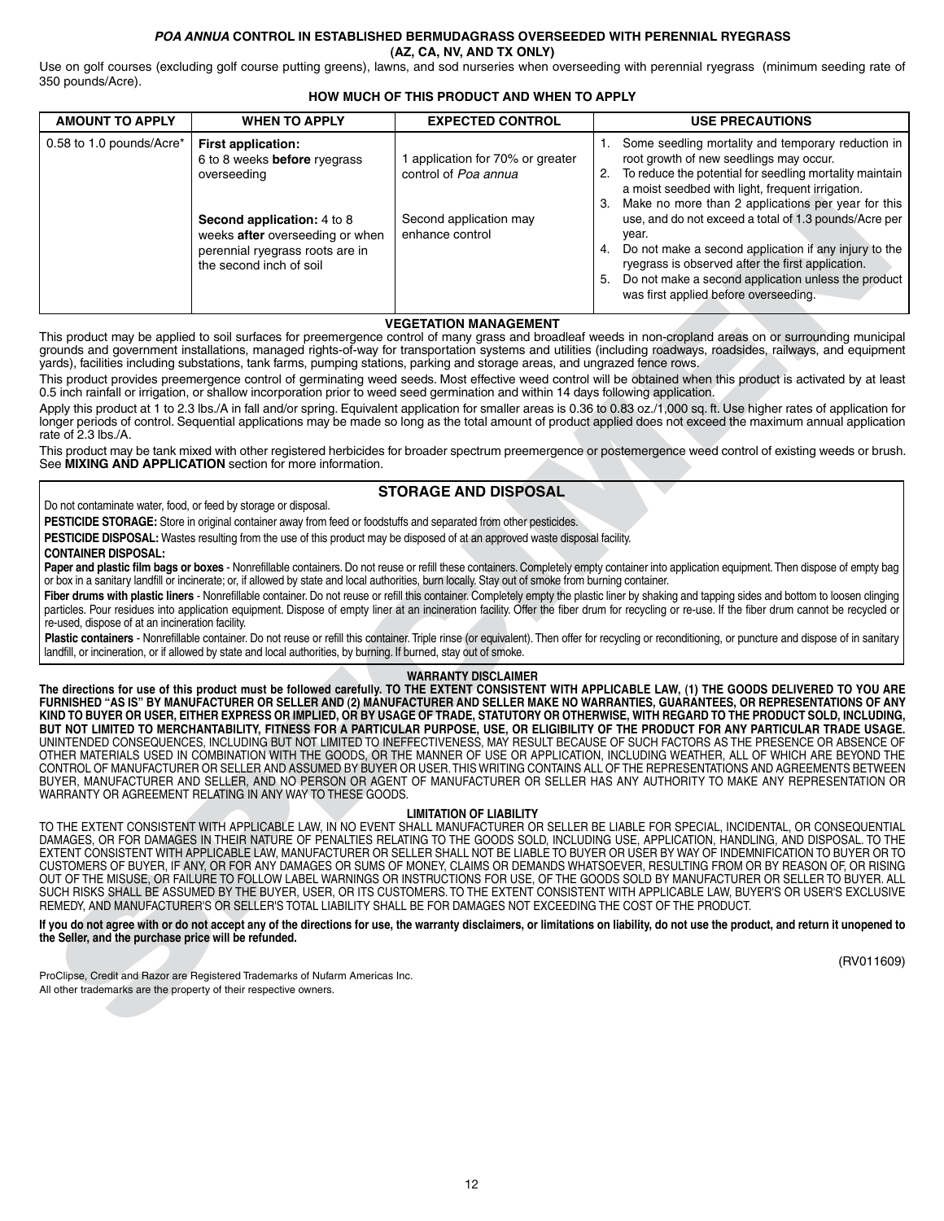### *POA ANNUA* CONTROL IN ESTABLISHED BERMUDAGRASS OVERSEEDED WITH PERENNIAL RYEGRASS (AZ, CA, NV, AND TX ONLY)

Use on golf courses (excluding golf course putting greens), lawns, and sod nurseries when overseeding with perennial ryegrass (minimum seeding rate of 350 pounds/Acre).

#### HOW MUCH OF THIS PRODUCT AND WHEN TO APPLY

| AMOUNT TO APPLY | WHEN TO APPLY | EXPECTED CONTROL | USE PRECAUTIONS |
|---|---|---|---|
| 0.58 to 1.0 pounds/Acre* | **First application:** 6 to 8 weeks **before** ryegrass overseeding<br><br>**Second application:** 4 to 8 weeks **after** overseeding or when perennial ryegrass roots are in the second inch of soil | 1 application for 70% or greater control of *Poa annua*<br><br>Second application may enhance control | 1. Some seedling mortality and temporary reduction in root growth of new seedlings may occur.<br>2. To reduce the potential for seedling mortality maintain a moist seedbed with light, frequent irrigation.<br>3. Make no more than 2 applications per year for this use, and do not exceed a total of 1.3 pounds/Acre per year.<br>4. Do not make a second application if any injury to the ryegrass is observed after the first application.<br>5. Do not make a second application unless the product was first applied before overseeding. |

### VEGETATION MANAGEMENT

This product may be applied to soil surfaces for preemergence control of many grass and broadleaf weeds in non-cropland areas on or surrounding municipal grounds and government installations, managed rights-of-way for transportation systems and utilities (including roadways, roadsides, railways, and equipment yards), facilities including substations, tank farms, pumping stations, parking and storage areas, and ungrazed fence rows.

This product provides preemergence control of germinating weed seeds. Most effective weed control will be obtained when this product is activated by at least 0.5 inch rainfall or irrigation, or shallow incorporation prior to weed seed germination and within 14 days following application.

Apply this product at 1 to 2.3 lbs./A in fall and/or spring. Equivalent application for smaller areas is 0.36 to 0.83 oz./1,000 sq. ft. Use higher rates of application for longer periods of control. Sequential applications may be made so long as the total amount of product applied does not exceed the maximum annual application rate of 2.3 lbs./A.

This product may be tank mixed with other registered herbicides for broader spectrum preemergence or postemergence weed control of existing weeds or brush. See **MIXING AND APPLICATION** section for more information.

### STORAGE AND DISPOSAL

Do not contaminate water, food, or feed by storage or disposal.

**PESTICIDE STORAGE:** Store in original container away from feed or foodstuffs and separated from other pesticides.

**PESTICIDE DISPOSAL:** Wastes resulting from the use of this product may be disposed of at an approved waste disposal facility.

**CONTAINER DISPOSAL:**

**Paper and plastic film bags or boxes** - Nonrefillable containers. Do not reuse or refill these containers. Completely empty container into application equipment. Then dispose of empty bag or box in a sanitary landfill or incinerate; or, if allowed by state and local authorities, burn locally. Stay out of smoke from burning container.

**Fiber drums with plastic liners** - Nonrefillable container. Do not reuse or refill this container. Completely empty the plastic liner by shaking and tapping sides and bottom to loosen clinging particles. Pour residues into application equipment. Dispose of empty liner at an incineration facility. Offer the fiber drum for recycling or re-use. If the fiber drum cannot be recycled or re-used, dispose of at an incineration facility.

**Plastic containers** - Nonrefillable container. Do not reuse or refill this container. Triple rinse (or equivalent). Then offer for recycling or reconditioning, or puncture and dispose of in sanitary landfill, or incineration, or if allowed by state and local authorities, by burning. If burned, stay out of smoke.

#### WARRANTY DISCLAIMER

**The directions for use of this product must be followed carefully. TO THE EXTENT CONSISTENT WITH APPLICABLE LAW, (1) THE GOODS DELIVERED TO YOU ARE FURNISHED "AS IS" BY MANUFACTURER OR SELLER AND (2) MANUFACTURER AND SELLER MAKE NO WARRANTIES, GUARANTEES, OR REPRESENTATIONS OF ANY KIND TO BUYER OR USER, EITHER EXPRESS OR IMPLIED, OR BY USAGE OF TRADE, STATUTORY OR OTHERWISE, WITH REGARD TO THE PRODUCT SOLD, INCLUDING, BUT NOT LIMITED TO MERCHANTABILITY, FITNESS FOR A PARTICULAR PURPOSE, USE, OR ELIGIBILITY OF THE PRODUCT FOR ANY PARTICULAR TRADE USAGE.** UNINTENDED CONSEQUENCES, INCLUDING BUT NOT LIMITED TO INEFFECTIVENESS, MAY RESULT BECAUSE OF SUCH FACTORS AS THE PRESENCE OR ABSENCE OF OTHER MATERIALS USED IN COMBINATION WITH THE GOODS, OR THE MANNER OF USE OR APPLICATION, INCLUDING WEATHER, ALL OF WHICH ARE BEYOND THE CONTROL OF MANUFACTURER OR SELLER AND ASSUMED BY BUYER OR USER. THIS WRITING CONTAINS ALL OF THE REPRESENTATIONS AND AGREEMENTS BETWEEN BUYER, MANUFACTURER AND SELLER, AND NO PERSON OR AGENT OF MANUFACTURER OR SELLER HAS ANY AUTHORITY TO MAKE ANY REPRESENTATION OR WARRANTY OR AGREEMENT RELATING IN ANY WAY TO THESE GOODS.

#### LIMITATION OF LIABILITY

TO THE EXTENT CONSISTENT WITH APPLICABLE LAW, IN NO EVENT SHALL MANUFACTURER OR SELLER BE LIABLE FOR SPECIAL, INCIDENTAL, OR CONSEQUENTIAL DAMAGES, OR FOR DAMAGES IN THEIR NATURE OF PENALTIES RELATING TO THE GOODS SOLD, INCLUDING USE, APPLICATION, HANDLING, AND DISPOSAL. TO THE EXTENT CONSISTENT WITH APPLICABLE LAW, MANUFACTURER OR SELLER SHALL NOT BE LIABLE TO BUYER OR USER BY WAY OF INDEMNIFICATION TO BUYER OR TO CUSTOMERS OF BUYER, IF ANY, OR FOR ANY DAMAGES OR SUMS OF MONEY, CLAIMS OR DEMANDS WHATSOEVER, RESULTING FROM OR BY REASON OF, OR RISING OUT OF THE MISUSE, OR FAILURE TO FOLLOW LABEL WARNINGS OR INSTRUCTIONS FOR USE, OF THE GOODS SOLD BY MANUFACTURER OR SELLER TO BUYER. ALL SUCH RISKS SHALL BE ASSUMED BY THE BUYER, USER, OR ITS CUSTOMERS. TO THE EXTENT CONSISTENT WITH APPLICABLE LAW, BUYER'S OR USER'S EXCLUSIVE REMEDY, AND MANUFACTURER'S OR SELLER'S TOTAL LIABILITY SHALL BE FOR DAMAGES NOT EXCEEDING THE COST OF THE PRODUCT.

**If you do not agree with or do not accept any of the directions for use, the warranty disclaimers, or limitations on liability, do not use the product, and return it unopened to the Seller, and the purchase price will be refunded.**

(RV011609)

ProClipse, Credit and Razor are Registered Trademarks of Nufarm Americas Inc.
All other trademarks are the property of their respective owners.